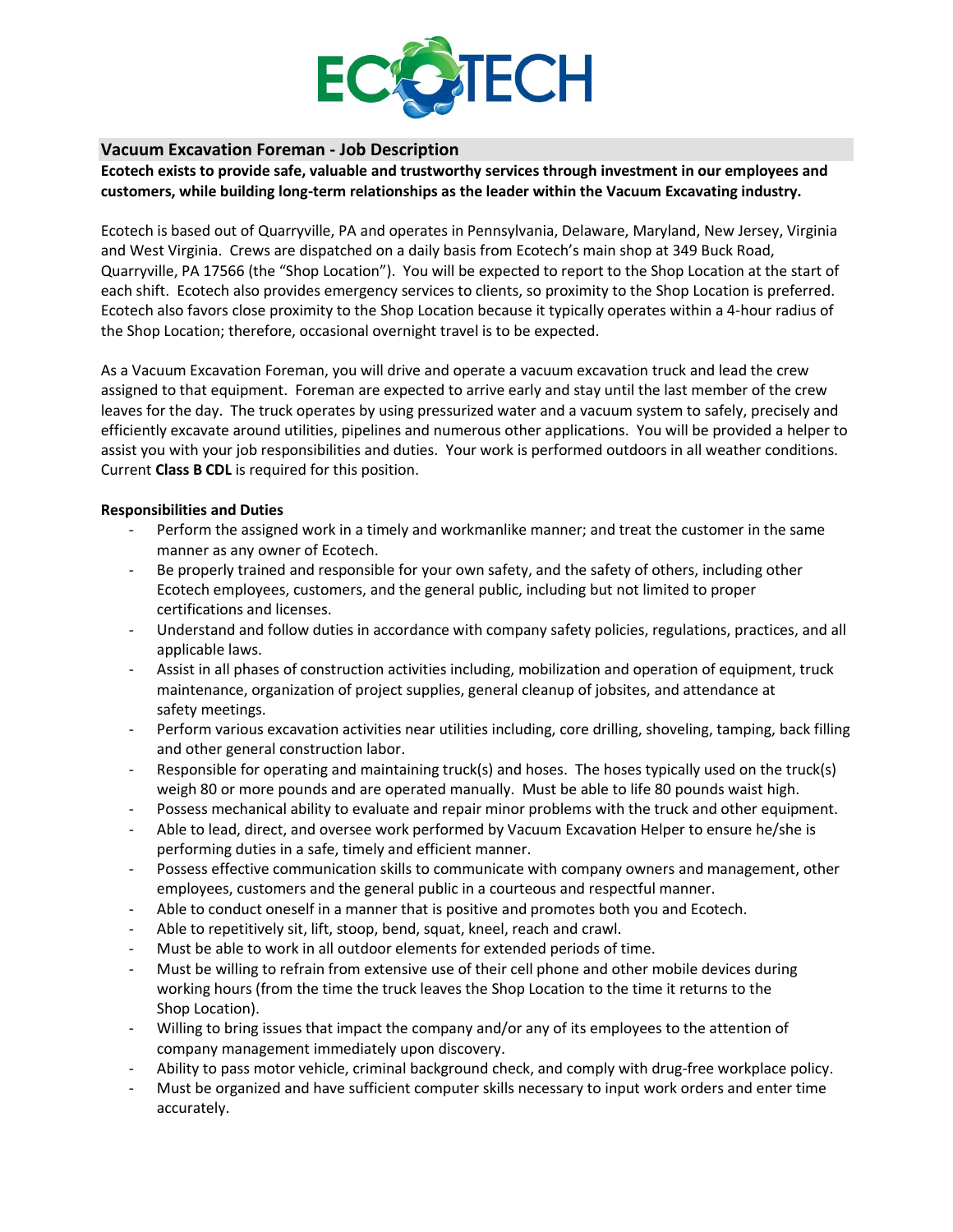## Vacuum Excavation Foreman - Job Description

**Ecotech exists to provide safe, valuable and trustworthy services through investment in our employees and customers, while building long-term relationships as the leader within the Vacuum Excavating industry.**

Ecotech is based out of Quarryville, PA and operates in Pennsylvania, Delaware, Maryland, New Jersey, Virginia and West Virginia. Crews are dispatched on a daily basis from Ecotech's main shop at 349 Buck Road, Quarryville, PA 17566 (the "Shop Location"). You will be expected to report to the Shop Location at the start of each shift. Ecotech also provides emergency services to clients, so proximity to the Shop Location is preferred. Ecotech also favors close proximity to the Shop Location because it typically operates within a 4-hour radius of the Shop Location; therefore, occasional overnight travel is to be expected.

As a Vacuum Excavation Foreman, you will drive and operate a vacuum excavation truck and lead the crew assigned to that equipment. Foreman are expected to arrive early and stay until the last member of the crew leaves for the day. The truck operates by using pressurized water and a vacuum system to safely, precisely and efficiently excavate around utilities, pipelines and numerous other applications. You will be provided a helper to assist you with your job responsibilities and duties. Your work is performed outdoors in all weather conditions. Current **Class B CDL** is required for this position.

**Responsibilities and Duties**

- Perform the assigned work in a timely and workmanlike manner; and treat the customer in the same manner as any owner of Ecotech.
- Be properly trained and responsible for your own safety, and the safety of others, including other Ecotech employees, customers, and the general public, including but not limited to proper certifications and licenses.
- Understand and follow duties in accordance with company safety policies, regulations, practices, and all applicable laws.
- Assist in all phases of construction activities including, mobilization and operation of equipment, truck maintenance, organization of project supplies, general cleanup of jobsites, and attendance at safety meetings.
- Perform various excavation activities near utilities including, core drilling, shoveling, tamping, back filling and other general construction labor.
- Responsible for operating and maintaining truck(s) and hoses. The hoses typically used on the truck(s) weigh 80 or more pounds and are operated manually. Must be able to life 80 pounds waist high.
- Possess mechanical ability to evaluate and repair minor problems with the truck and other equipment.
- Able to lead, direct, and oversee work performed by Vacuum Excavation Helper to ensure he/she is performing duties in a safe, timely and efficient manner.
- Possess effective communication skills to communicate with company owners and management, other employees, customers and the general public in a courteous and respectful manner.
- Able to conduct oneself in a manner that is positive and promotes both you and Ecotech.
- Able to repetitively sit, lift, stoop, bend, squat, kneel, reach and crawl.
- Must be able to work in all outdoor elements for extended periods of time.
- Must be willing to refrain from extensive use of their cell phone and other mobile devices during working hours (from the time the truck leaves the Shop Location to the time it returns to the Shop Location).
- Willing to bring issues that impact the company and/or any of its employees to the attention of company management immediately upon discovery.
- Ability to pass motor vehicle, criminal background check, and comply with drug-free workplace policy.
- Must be organized and have sufficient computer skills necessary to input work orders and enter time accurately.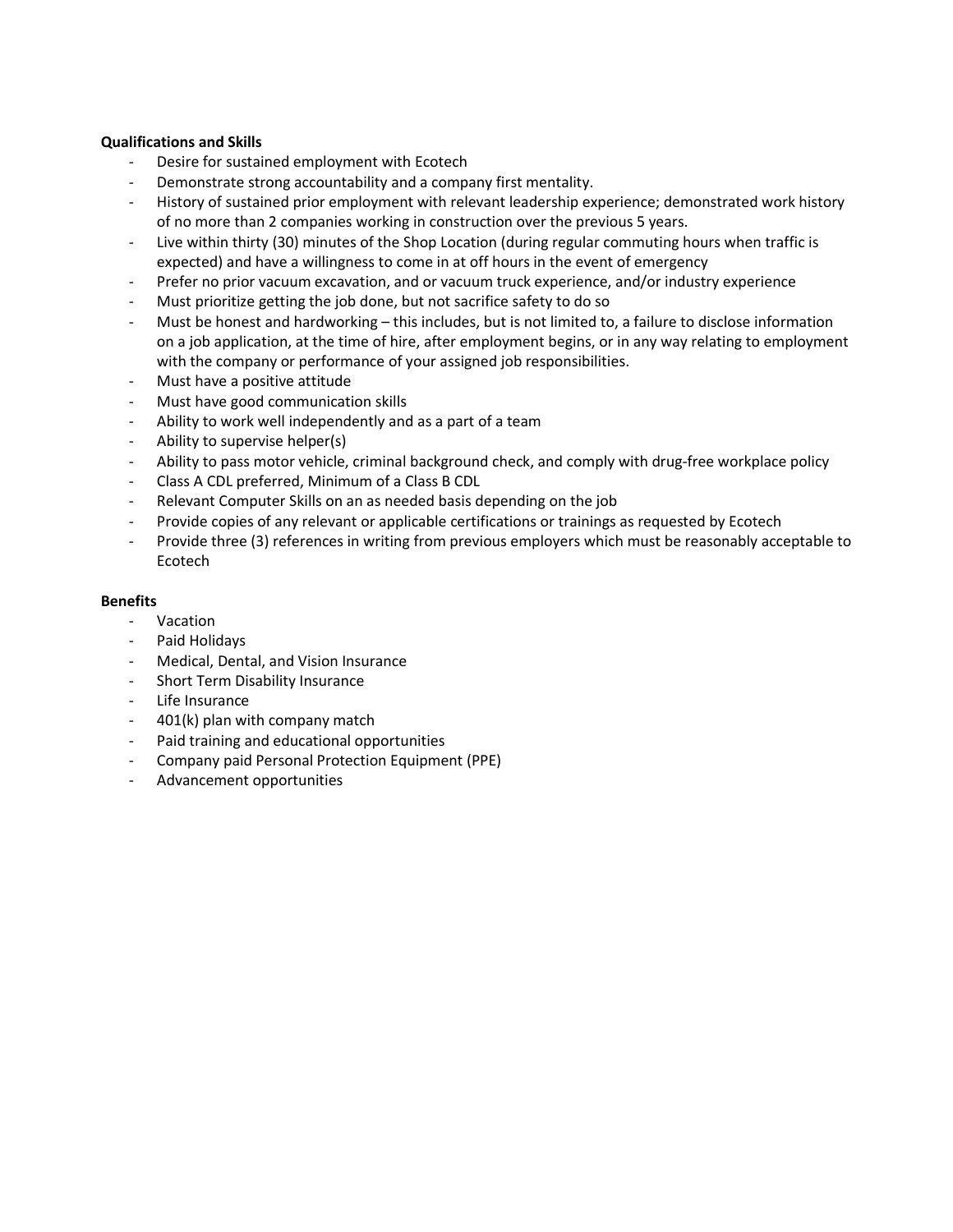**Qualifications and Skills**

- Desire for sustained employment with Ecotech
- Demonstrate strong accountability and a company first mentality.
- History of sustained prior employment with relevant leadership experience; demonstrated work history of no more than 2 companies working in construction over the previous 5 years.
- Live within thirty (30) minutes of the Shop Location (during regular commuting hours when traffic is expected) and have a willingness to come in at off hours in the event of emergency
- Prefer no prior vacuum excavation, and or vacuum truck experience, and/or industry experience
- Must prioritize getting the job done, but not sacrifice safety to do so
- Must be honest and hardworking – this includes, but is not limited to, a failure to disclose information on a job application, at the time of hire, after employment begins, or in any way relating to employment with the company or performance of your assigned job responsibilities.
- Must have a positive attitude
- Must have good communication skills
- Ability to work well independently and as a part of a team
- Ability to supervise helper(s)
- Ability to pass motor vehicle, criminal background check, and comply with drug-free workplace policy
- Class A CDL preferred, Minimum of a Class B CDL
- Relevant Computer Skills on an as needed basis depending on the job
- Provide copies of any relevant or applicable certifications or trainings as requested by Ecotech
- Provide three (3) references in writing from previous employers which must be reasonably acceptable to Ecotech

**Benefits**

- Vacation
- Paid Holidays
- Medical, Dental, and Vision Insurance
- Short Term Disability Insurance
- Life Insurance
- 401(k) plan with company match
- Paid training and educational opportunities
- Company paid Personal Protection Equipment (PPE)
- Advancement opportunities